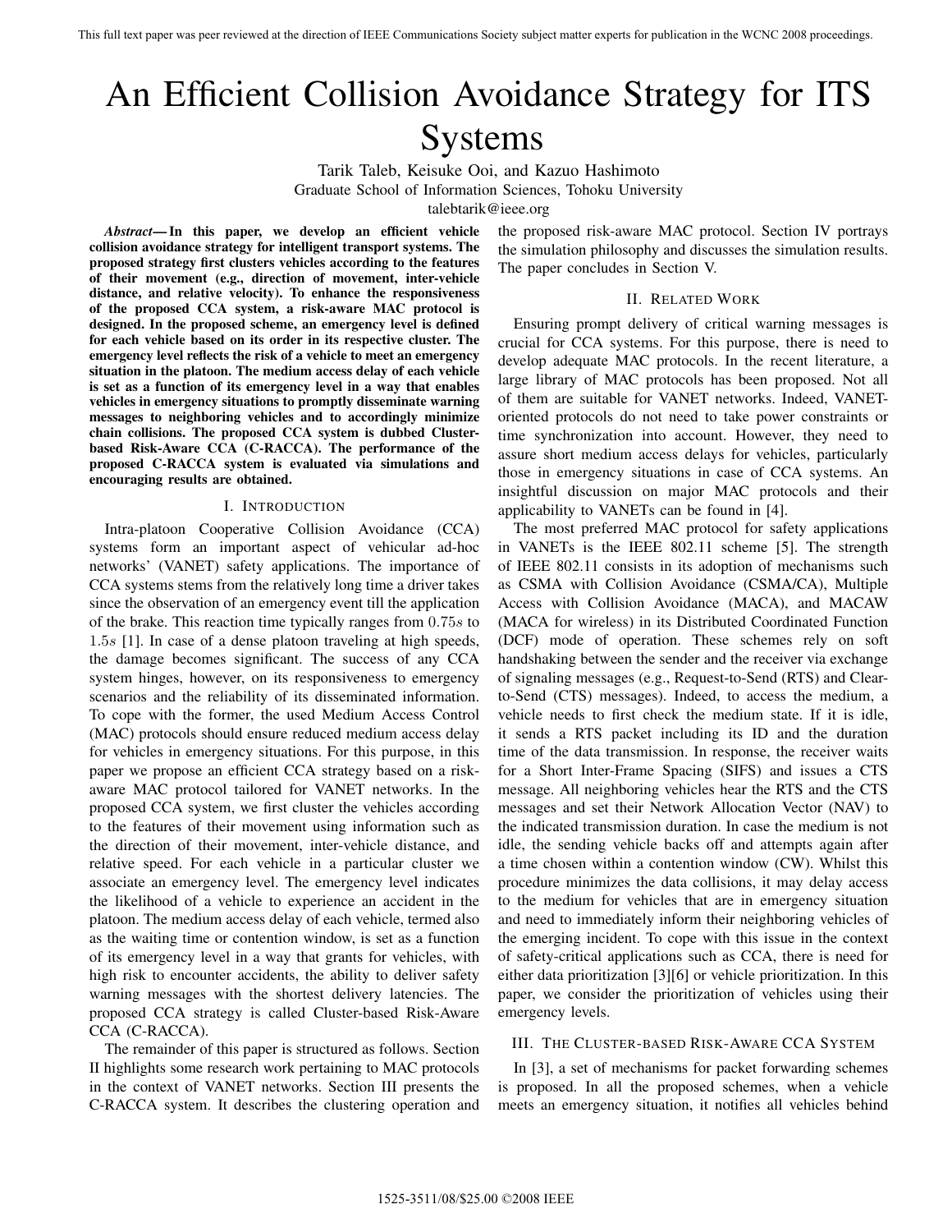# An Efficient Collision Avoidance Strategy for ITS Systems

Tarik Taleb, Keisuke Ooi, and Kazuo Hashimoto
Graduate School of Information Sciences, Tohoku University
talebtarik@ieee.org

***Abstract*— In this paper, we develop an efficient vehicle collision avoidance strategy for intelligent transport systems. The proposed strategy first clusters vehicles according to the features of their movement (e.g., direction of movement, inter-vehicle distance, and relative velocity). To enhance the responsiveness of the proposed CCA system, a risk-aware MAC protocol is designed. In the proposed scheme, an emergency level is defined for each vehicle based on its order in its respective cluster. The emergency level reflects the risk of a vehicle to meet an emergency situation in the platoon. The medium access delay of each vehicle is set as a function of its emergency level in a way that enables vehicles in emergency situations to promptly disseminate warning messages to neighboring vehicles and to accordingly minimize chain collisions. The proposed CCA system is dubbed Cluster-based Risk-Aware CCA (C-RACCA). The performance of the proposed C-RACCA system is evaluated via simulations and encouraging results are obtained.**

## I. Introduction

Intra-platoon Cooperative Collision Avoidance (CCA) systems form an important aspect of vehicular ad-hoc networks' (VANET) safety applications. The importance of CCA systems stems from the relatively long time a driver takes since the observation of an emergency event till the application of the brake. This reaction time typically ranges from $0.75s$ to $1.5s$ [1]. In case of a dense platoon traveling at high speeds, the damage becomes significant. The success of any CCA system hinges, however, on its responsiveness to emergency scenarios and the reliability of its disseminated information. To cope with the former, the used Medium Access Control (MAC) protocols should ensure reduced medium access delay for vehicles in emergency situations. For this purpose, in this paper we propose an efficient CCA strategy based on a risk-aware MAC protocol tailored for VANET networks. In the proposed CCA system, we first cluster the vehicles according to the features of their movement using information such as the direction of their movement, inter-vehicle distance, and relative speed. For each vehicle in a particular cluster we associate an emergency level. The emergency level indicates the likelihood of a vehicle to experience an accident in the platoon. The medium access delay of each vehicle, termed also as the waiting time or contention window, is set as a function of its emergency level in a way that grants for vehicles, with high risk to encounter accidents, the ability to deliver safety warning messages with the shortest delivery latencies. The proposed CCA strategy is called Cluster-based Risk-Aware CCA (C-RACCA).

The remainder of this paper is structured as follows. Section II highlights some research work pertaining to MAC protocols in the context of VANET networks. Section III presents the C-RACCA system. It describes the clustering operation and the proposed risk-aware MAC protocol. Section IV portrays the simulation philosophy and discusses the simulation results. The paper concludes in Section V.

## II. Related Work

Ensuring prompt delivery of critical warning messages is crucial for CCA systems. For this purpose, there is need to develop adequate MAC protocols. In the recent literature, a large library of MAC protocols has been proposed. Not all of them are suitable for VANET networks. Indeed, VANET-oriented protocols do not need to take power constraints or time synchronization into account. However, they need to assure short medium access delays for vehicles, particularly those in emergency situations in case of CCA systems. An insightful discussion on major MAC protocols and their applicability to VANETs can be found in [4].

The most preferred MAC protocol for safety applications in VANETs is the IEEE 802.11 scheme [5]. The strength of IEEE 802.11 consists in its adoption of mechanisms such as CSMA with Collision Avoidance (CSMA/CA), Multiple Access with Collision Avoidance (MACA), and MACAW (MACA for wireless) in its Distributed Coordinated Function (DCF) mode of operation. These schemes rely on soft handshaking between the sender and the receiver via exchange of signaling messages (e.g., Request-to-Send (RTS) and Clear-to-Send (CTS) messages). Indeed, to access the medium, a vehicle needs to first check the medium state. If it is idle, it sends a RTS packet including its ID and the duration time of the data transmission. In response, the receiver waits for a Short Inter-Frame Spacing (SIFS) and issues a CTS message. All neighboring vehicles hear the RTS and the CTS messages and set their Network Allocation Vector (NAV) to the indicated transmission duration. In case the medium is not idle, the sending vehicle backs off and attempts again after a time chosen within a contention window (CW). Whilst this procedure minimizes the data collisions, it may delay access to the medium for vehicles that are in emergency situation and need to immediately inform their neighboring vehicles of the emerging incident. To cope with this issue in the context of safety-critical applications such as CCA, there is need for either data prioritization [3][6] or vehicle prioritization. In this paper, we consider the prioritization of vehicles using their emergency levels.

## III. The Cluster-based Risk-Aware CCA System

In [3], a set of mechanisms for packet forwarding schemes is proposed. In all the proposed schemes, when a vehicle meets an emergency situation, it notifies all vehicles behind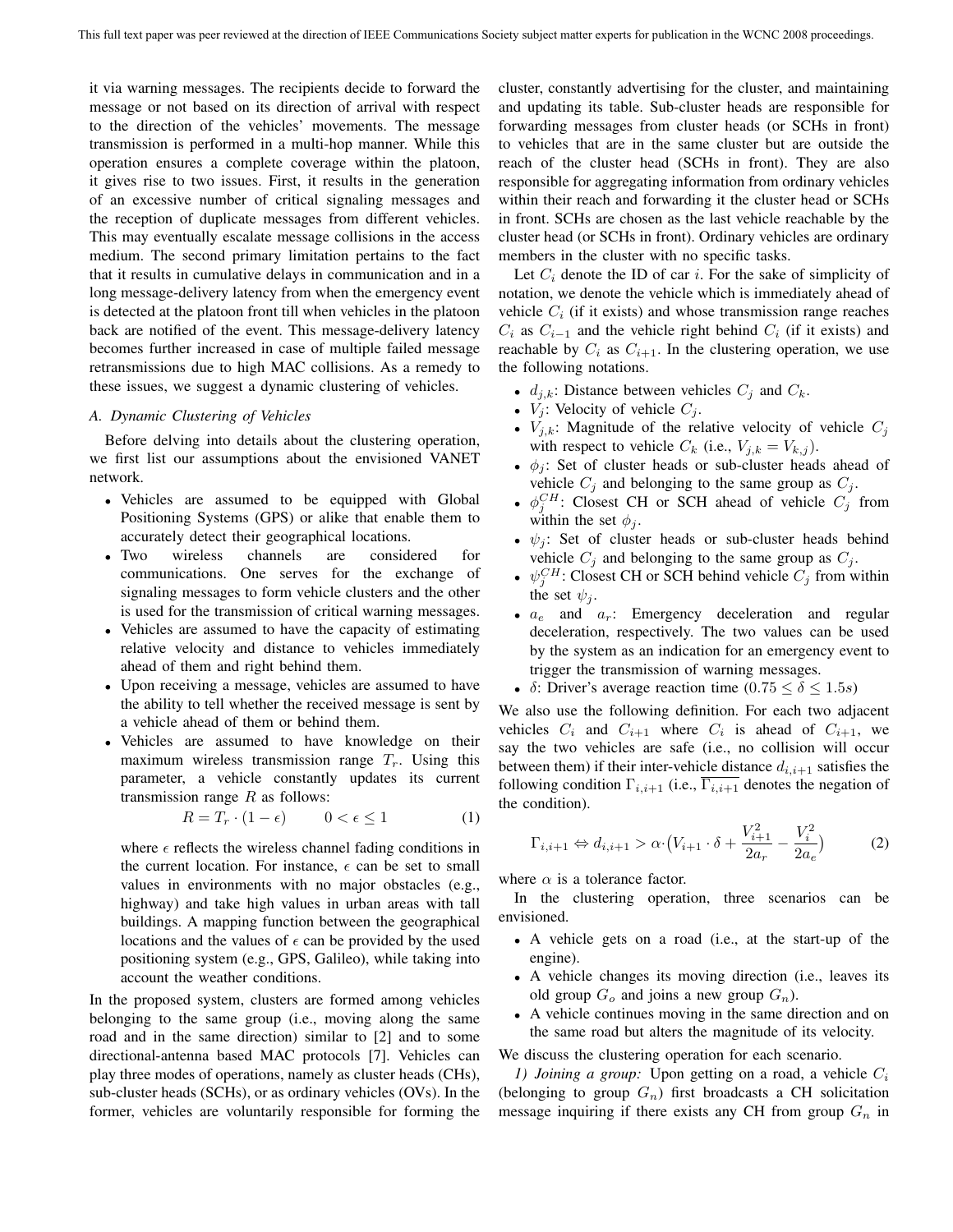it via warning messages. The recipients decide to forward the message or not based on its direction of arrival with respect to the direction of the vehicles' movements. The message transmission is performed in a multi-hop manner. While this operation ensures a complete coverage within the platoon, it gives rise to two issues. First, it results in the generation of an excessive number of critical signaling messages and the reception of duplicate messages from different vehicles. This may eventually escalate message collisions in the access medium. The second primary limitation pertains to the fact that it results in cumulative delays in communication and in a long message-delivery latency from when the emergency event is detected at the platoon front till when vehicles in the platoon back are notified of the event. This message-delivery latency becomes further increased in case of multiple failed message retransmissions due to high MAC collisions. As a remedy to these issues, we suggest a dynamic clustering of vehicles.

### *A. Dynamic Clustering of Vehicles*

Before delving into details about the clustering operation, we first list our assumptions about the envisioned VANET network.

- Vehicles are assumed to be equipped with Global Positioning Systems (GPS) or alike that enable them to accurately detect their geographical locations.
- Two wireless channels are considered for communications. One serves for the exchange of signaling messages to form vehicle clusters and the other is used for the transmission of critical warning messages.
- Vehicles are assumed to have the capacity of estimating relative velocity and distance to vehicles immediately ahead of them and right behind them.
- Upon receiving a message, vehicles are assumed to have the ability to tell whether the received message is sent by a vehicle ahead of them or behind them.
- Vehicles are assumed to have knowledge on their maximum wireless transmission range $T_r$. Using this parameter, a vehicle constantly updates its current transmission range $R$ as follows:

$$R = T_r \cdot (1 - \epsilon) \qquad 0 < \epsilon \leq 1 \tag{1}$$

  where $\epsilon$ reflects the wireless channel fading conditions in the current location. For instance, $\epsilon$ can be set to small values in environments with no major obstacles (e.g., highway) and take high values in urban areas with tall buildings. A mapping function between the geographical locations and the values of $\epsilon$ can be provided by the used positioning system (e.g., GPS, Galileo), while taking into account the weather conditions.

In the proposed system, clusters are formed among vehicles belonging to the same group (i.e., moving along the same road and in the same direction) similar to [2] and to some directional-antenna based MAC protocols [7]. Vehicles can play three modes of operations, namely as cluster heads (CHs), sub-cluster heads (SCHs), or as ordinary vehicles (OVs). In the former, vehicles are voluntarily responsible for forming the cluster, constantly advertising for the cluster, and maintaining and updating its table. Sub-cluster heads are responsible for forwarding messages from cluster heads (or SCHs in front) to vehicles that are in the same cluster but are outside the reach of the cluster head (SCHs in front). They are also responsible for aggregating information from ordinary vehicles within their reach and forwarding it the cluster head or SCHs in front. SCHs are chosen as the last vehicle reachable by the cluster head (or SCHs in front). Ordinary vehicles are ordinary members in the cluster with no specific tasks.

Let $C_i$ denote the ID of car $i$. For the sake of simplicity of notation, we denote the vehicle which is immediately ahead of vehicle $C_i$ (if it exists) and whose transmission range reaches $C_i$ as $C_{i-1}$ and the vehicle right behind $C_i$ (if it exists) and reachable by $C_i$ as $C_{i+1}$. In the clustering operation, we use the following notations.

- $d_{j,k}$: Distance between vehicles $C_j$ and $C_k$.
- $V_j$: Velocity of vehicle $C_j$.
- $V_{j,k}$: Magnitude of the relative velocity of vehicle $C_j$ with respect to vehicle $C_k$ (i.e., $V_{j,k} = V_{k,j}$).
- $\phi_j$: Set of cluster heads or sub-cluster heads ahead of vehicle $C_j$ and belonging to the same group as $C_j$.
- $\phi_j^{CH}$: Closest CH or SCH ahead of vehicle $C_j$ from within the set $\phi_j$.
- $\psi_j$: Set of cluster heads or sub-cluster heads behind vehicle $C_j$ and belonging to the same group as $C_j$.
- $\psi_j^{CH}$: Closest CH or SCH behind vehicle $C_j$ from within the set $\psi_j$.
- $a_e$ and $a_r$: Emergency deceleration and regular deceleration, respectively. The two values can be used by the system as an indication for an emergency event to trigger the transmission of warning messages.
- $\delta$: Driver's average reaction time ($0.75 \leq \delta \leq 1.5s$)

We also use the following definition. For each two adjacent vehicles $C_i$ and $C_{i+1}$ where $C_i$ is ahead of $C_{i+1}$, we say the two vehicles are safe (i.e., no collision will occur between them) if their inter-vehicle distance $d_{i,i+1}$ satisfies the following condition $\Gamma_{i,i+1}$ (i.e., $\overline{\Gamma_{i,i+1}}$ denotes the negation of the condition).

$$\Gamma_{i,i+1} \Leftrightarrow d_{i,i+1} > \alpha \cdot \big(V_{i+1} \cdot \delta + \frac{V_{i+1}^2}{2a_r} - \frac{V_i^2}{2a_e}\big) \tag{2}$$

where $\alpha$ is a tolerance factor.

In the clustering operation, three scenarios can be envisioned.

- A vehicle gets on a road (i.e., at the start-up of the engine).
- A vehicle changes its moving direction (i.e., leaves its old group $G_o$ and joins a new group $G_n$).
- A vehicle continues moving in the same direction and on the same road but alters the magnitude of its velocity.

We discuss the clustering operation for each scenario.

*1) Joining a group:* Upon getting on a road, a vehicle $C_i$ (belonging to group $G_n$) first broadcasts a CH solicitation message inquiring if there exists any CH from group $G_n$ in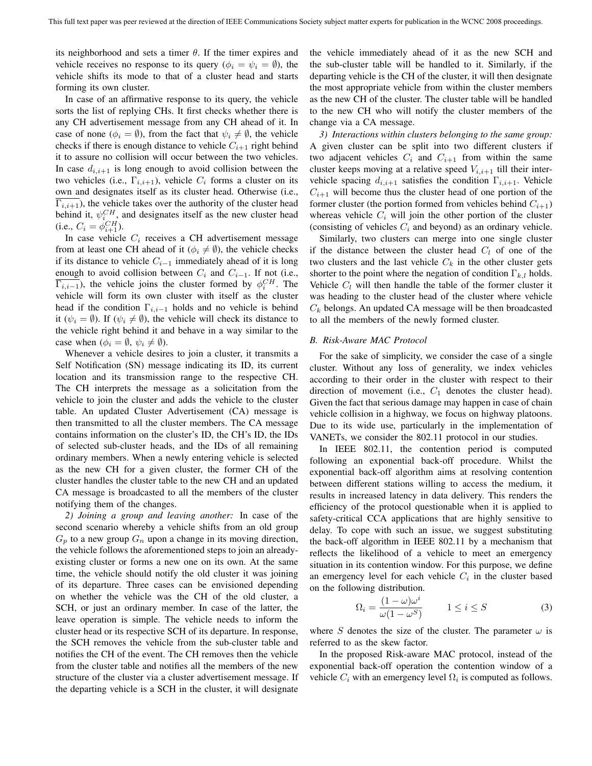its neighborhood and sets a timer $\theta$. If the timer expires and vehicle receives no response to its query ($\phi_i = \psi_i = \emptyset$), the vehicle shifts its mode to that of a cluster head and starts forming its own cluster.

In case of an affirmative response to its query, the vehicle sorts the list of replying CHs. It first checks whether there is any CH advertisement message from any CH ahead of it. In case of none ($\phi_i = \emptyset$), from the fact that $\psi_i \neq \emptyset$, the vehicle checks if there is enough distance to vehicle $C_{i+1}$ right behind it to assure no collision will occur between the two vehicles. In case $d_{i,i+1}$ is long enough to avoid collision between the two vehicles (i.e., $\Gamma_{i,i+1}$), vehicle $C_i$ forms a cluster on its own and designates itself as its cluster head. Otherwise (i.e., $\overline{\Gamma_{i,i+1}}$), the vehicle takes over the authority of the cluster head behind it, $\psi_i^{CH}$, and designates itself as the new cluster head (i.e., $C_i = \phi_{i+1}^{CH}$).

In case vehicle $C_i$ receives a CH advertisement message from at least one CH ahead of it ($\phi_i \neq \emptyset$), the vehicle checks if its distance to vehicle $C_{i-1}$ immediately ahead of it is long enough to avoid collision between $C_i$ and $C_{i-1}$. If not (i.e., $\overline{\Gamma_{i,i-1}}$), the vehicle joins the cluster formed by $\phi_i^{CH}$. The vehicle will form its own cluster with itself as the cluster head if the condition $\Gamma_{i,i-1}$ holds and no vehicle is behind it ($\psi_i = \emptyset$). If ($\psi_i \neq \emptyset$), the vehicle will check its distance to the vehicle right behind it and behave in a way similar to the case when ($\phi_i = \emptyset$, $\psi_i \neq \emptyset$).

Whenever a vehicle desires to join a cluster, it transmits a Self Notification (SN) message indicating its ID, its current location and its transmission range to the respective CH. The CH interprets the message as a solicitation from the vehicle to join the cluster and adds the vehicle to the cluster table. An updated Cluster Advertisement (CA) message is then transmitted to all the cluster members. The CA message contains information on the cluster's ID, the CH's ID, the IDs of selected sub-cluster heads, and the IDs of all remaining ordinary members. When a newly entering vehicle is selected as the new CH for a given cluster, the former CH of the cluster handles the cluster table to the new CH and an updated CA message is broadcasted to all the members of the cluster notifying them of the changes.

*2) Joining a group and leaving another:* In case of the second scenario whereby a vehicle shifts from an old group $G_p$ to a new group $G_n$ upon a change in its moving direction, the vehicle follows the aforementioned steps to join an already-existing cluster or forms a new one on its own. At the same time, the vehicle should notify the old cluster it was joining of its departure. Three cases can be envisioned depending on whether the vehicle was the CH of the old cluster, a SCH, or just an ordinary member. In case of the latter, the leave operation is simple. The vehicle needs to inform the cluster head or its respective SCH of its departure. In response, the SCH removes the vehicle from the sub-cluster table and notifies the CH of the event. The CH removes then the vehicle from the cluster table and notifies all the members of the new structure of the cluster via a cluster advertisement message. If the departing vehicle is a SCH in the cluster, it will designate the vehicle immediately ahead of it as the new SCH and the sub-cluster table will be handled to it. Similarly, if the departing vehicle is the CH of the cluster, it will then designate the most appropriate vehicle from within the cluster members as the new CH of the cluster. The cluster table will be handled to the new CH who will notify the cluster members of the change via a CA message.

*3) Interactions within clusters belonging to the same group:* A given cluster can be split into two different clusters if two adjacent vehicles $C_i$ and $C_{i+1}$ from within the same cluster keeps moving at a relative speed $V_{i,i+1}$ till their inter-vehicle spacing $d_{i,i+1}$ satisfies the condition $\Gamma_{i,i+1}$. Vehicle $C_{i+1}$ will become thus the cluster head of one portion of the former cluster (the portion formed from vehicles behind $C_{i+1}$) whereas vehicle $C_i$ will join the other portion of the cluster (consisting of vehicles $C_i$ and beyond) as an ordinary vehicle.

Similarly, two clusters can merge into one single cluster if the distance between the cluster head $C_l$ of one of the two clusters and the last vehicle $C_k$ in the other cluster gets shorter to the point where the negation of condition $\Gamma_{k,l}$ holds. Vehicle $C_l$ will then handle the table of the former cluster it was heading to the cluster head of the cluster where vehicle $C_k$ belongs. An updated CA message will be then broadcasted to all the members of the newly formed cluster.

### *B. Risk-Aware MAC Protocol*

For the sake of simplicity, we consider the case of a single cluster. Without any loss of generality, we index vehicles according to their order in the cluster with respect to their direction of movement (i.e., $C_1$ denotes the cluster head). Given the fact that serious damage may happen in case of chain vehicle collision in a highway, we focus on highway platoons. Due to its wide use, particularly in the implementation of VANETs, we consider the 802.11 protocol in our studies.

In IEEE 802.11, the contention period is computed following an exponential back-off procedure. Whilst the exponential back-off algorithm aims at resolving contention between different stations willing to access the medium, it results in increased latency in data delivery. This renders the efficiency of the protocol questionable when it is applied to safety-critical CCA applications that are highly sensitive to delay. To cope with such an issue, we suggest substituting the back-off algorithm in IEEE 802.11 by a mechanism that reflects the likelihood of a vehicle to meet an emergency situation in its contention window. For this purpose, we define an emergency level for each vehicle $C_i$ in the cluster based on the following distribution.

$$\Omega_i = \frac{(1-\omega)\omega^i}{\omega(1-\omega^S)} \qquad 1 \leq i \leq S \tag{3}$$

where $S$ denotes the size of the cluster. The parameter $\omega$ is referred to as the skew factor.

In the proposed Risk-aware MAC protocol, instead of the exponential back-off operation the contention window of a vehicle $C_i$ with an emergency level $\Omega_i$ is computed as follows.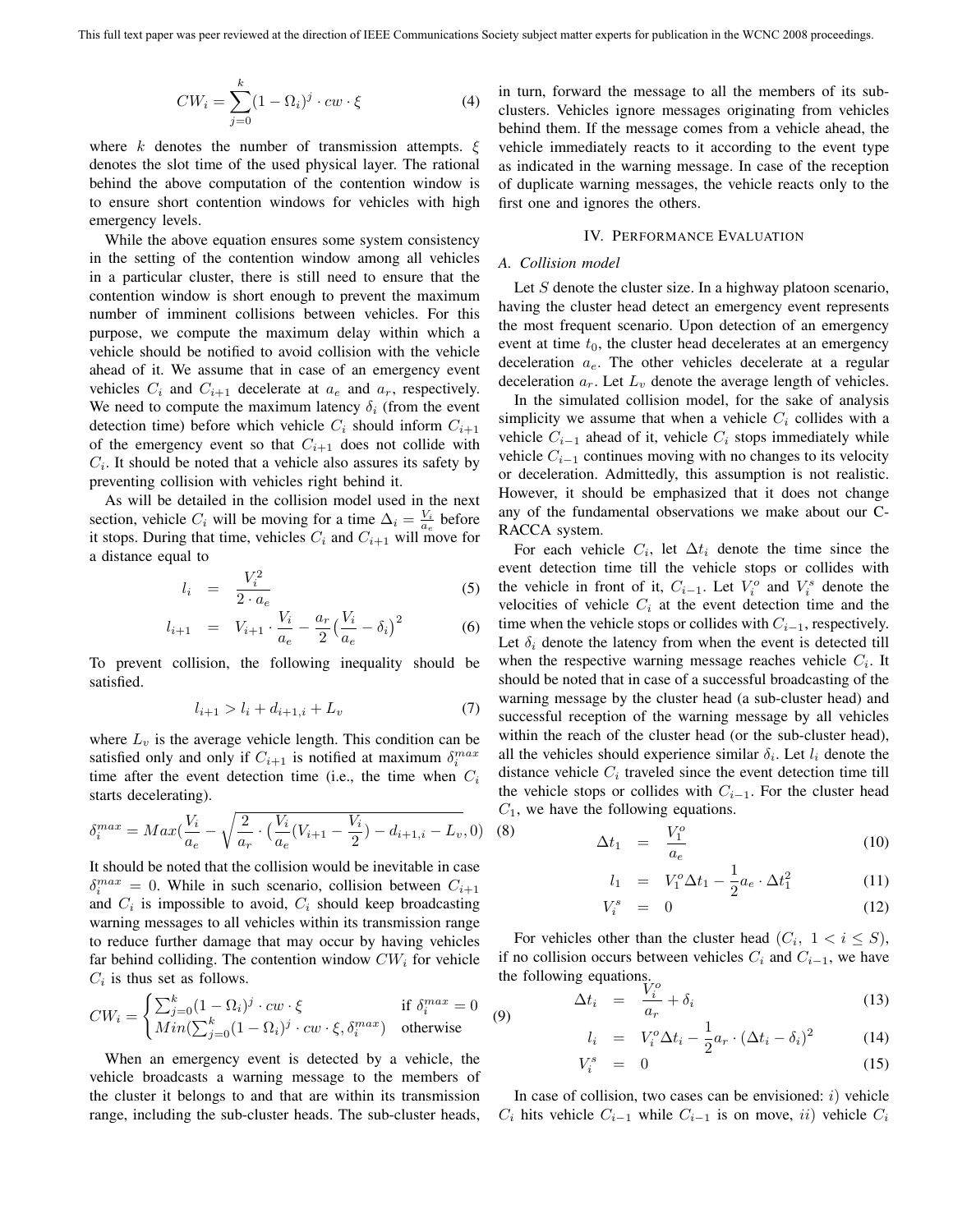$$CW_i = \sum_{j=0}^{k} (1 - \Omega_i)^j \cdot cw \cdot \xi \tag{4}$$

where $k$ denotes the number of transmission attempts. $\xi$ denotes the slot time of the used physical layer. The rational behind the above computation of the contention window is to ensure short contention windows for vehicles with high emergency levels.

While the above equation ensures some system consistency in the setting of the contention window among all vehicles in a particular cluster, there is still need to ensure that the contention window is short enough to prevent the maximum number of imminent collisions between vehicles. For this purpose, we compute the maximum delay within which a vehicle should be notified to avoid collision with the vehicle ahead of it. We assume that in case of an emergency event vehicles $C_i$ and $C_{i+1}$ decelerate at $a_e$ and $a_r$, respectively. We need to compute the maximum latency $\delta_i$ (from the event detection time) before which vehicle $C_i$ should inform $C_{i+1}$ of the emergency event so that $C_{i+1}$ does not collide with $C_i$. It should be noted that a vehicle also assures its safety by preventing collision with vehicles right behind it.

As will be detailed in the collision model used in the next section, vehicle $C_i$ will be moving for a time $\Delta_i = \frac{V_i}{a_e}$ before it stops. During that time, vehicles $C_i$ and $C_{i+1}$ will move for a distance equal to

$$l_i = \frac{V_i^2}{2 \cdot a_e} \tag{5}$$

$$l_{i+1} = V_{i+1} \cdot \frac{V_i}{a_e} - \frac{a_r}{2}\big(\frac{V_i}{a_e} - \delta_i\big)^2 \tag{6}$$

To prevent collision, the following inequality should be satisfied.

$$l_{i+1} > l_i + d_{i+1,i} + L_v \tag{7}$$

where $L_v$ is the average vehicle length. This condition can be satisfied only and only if $C_{i+1}$ is notified at maximum $\delta_i^{max}$ time after the event detection time (i.e., the time when $C_i$ starts decelerating).

$$\delta_i^{max} = Max\Big(\frac{V_i}{a_e} - \sqrt{\frac{2}{a_r} \cdot \big(\frac{V_i}{a_e}(V_{i+1} - \frac{V_i}{2}) - d_{i+1,i} - L_v}, 0\Big) \tag{8}$$

It should be noted that the collision would be inevitable in case $\delta_i^{max} = 0$. While in such scenario, collision between $C_{i+1}$ and $C_i$ is impossible to avoid, $C_i$ should keep broadcasting warning messages to all vehicles within its transmission range to reduce further damage that may occur by having vehicles far behind colliding. The contention window $CW_i$ for vehicle $C_i$ is thus set as follows.

$$CW_i = \begin{cases} \sum_{j=0}^{k}(1 - \Omega_i)^j \cdot cw \cdot \xi & \text{if } \delta_i^{max} = 0 \\ Min(\sum_{j=0}^{k}(1 - \Omega_i)^j \cdot cw \cdot \xi, \delta_i^{max}) & \text{otherwise} \end{cases} \tag{9}$$

When an emergency event is detected by a vehicle, the vehicle broadcasts a warning message to the members of the cluster it belongs to and that are within its transmission range, including the sub-cluster heads. The sub-cluster heads, in turn, forward the message to all the members of its sub-clusters. Vehicles ignore messages originating from vehicles behind them. If the message comes from a vehicle ahead, the vehicle immediately reacts to it according to the event type as indicated in the warning message. In case of the reception of duplicate warning messages, the vehicle reacts only to the first one and ignores the others.

## IV. Performance Evaluation

### A. Collision model

Let $S$ denote the cluster size. In a highway platoon scenario, having the cluster head detect an emergency event represents the most frequent scenario. Upon detection of an emergency event at time $t_0$, the cluster head decelerates at an emergency deceleration $a_e$. The other vehicles decelerate at a regular deceleration $a_r$. Let $L_v$ denote the average length of vehicles.

In the simulated collision model, for the sake of analysis simplicity we assume that when a vehicle $C_i$ collides with a vehicle $C_{i-1}$ ahead of it, vehicle $C_i$ stops immediately while vehicle $C_{i-1}$ continues moving with no changes to its velocity or deceleration. Admittedly, this assumption is not realistic. However, it should be emphasized that it does not change any of the fundamental observations we make about our C-RACCA system.

For each vehicle $C_i$, let $\Delta t_i$ denote the time since the event detection time till the vehicle stops or collides with the vehicle in front of it, $C_{i-1}$. Let $V_i^o$ and $V_i^s$ denote the velocities of vehicle $C_i$ at the event detection time and the time when the vehicle stops or collides with $C_{i-1}$, respectively. Let $\delta_i$ denote the latency from when the event is detected till when the respective warning message reaches vehicle $C_i$. It should be noted that in case of a successful broadcasting of the warning message by the cluster head (a sub-cluster head) and successful reception of the warning message by all vehicles within the reach of the cluster head (or the sub-cluster head), all the vehicles should experience similar $\delta_i$. Let $l_i$ denote the distance vehicle $C_i$ traveled since the event detection time till the vehicle stops or collides with $C_{i-1}$. For the cluster head $C_1$, we have the following equations.

$$\Delta t_1 = \frac{V_1^o}{a_e} \tag{10}$$

$$l_1 = V_1^o \Delta t_1 - \frac{1}{2} a_e \cdot \Delta t_1^2 \tag{11}$$

$$V_i^s = 0 \tag{12}$$

For vehicles other than the cluster head ($C_i,\ 1 < i \leq S$), if no collision occurs between vehicles $C_i$ and $C_{i-1}$, we have the following equations.

$$\Delta t_i = \frac{V_i^o}{a_r} + \delta_i \tag{13}$$

$$l_i = V_i^o \Delta t_i - \frac{1}{2} a_r \cdot (\Delta t_i - \delta_i)^2 \tag{14}$$

$$V_i^s = 0 \tag{15}$$

In case of collision, two cases can be envisioned: $i)$ vehicle $C_i$ hits vehicle $C_{i-1}$ while $C_{i-1}$ is on move, $ii)$ vehicle $C_i$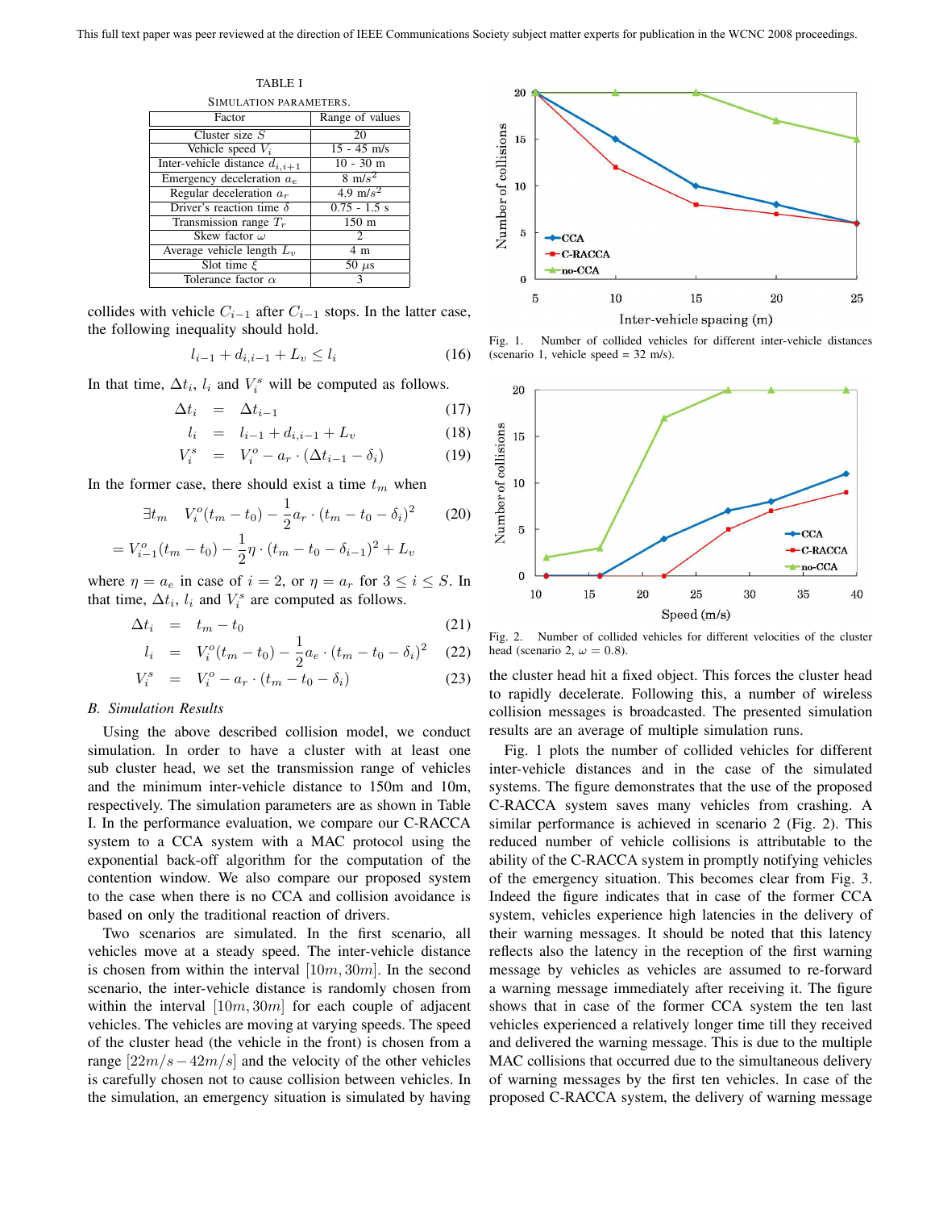TABLE I

SIMULATION PARAMETERS.

| Factor | Range of values |
|---|---|
| Cluster size $S$ | 20 |
| Vehicle speed $V_i$ | 15 - 45 m/s |
| Inter-vehicle distance $d_{i,i+1}$ | 10 - 30 m |
| Emergency deceleration $a_e$ | 8 m/s$^2$ |
| Regular deceleration $a_r$ | 4.9 m/s$^2$ |
| Driver's reaction time $\delta$ | 0.75 - 1.5 s |
| Transmission range $T_r$ | 150 m |
| Skew factor $\omega$ | 2 |
| Average vehicle length $L_v$ | 4 m |
| Slot time $\xi$ | 50 $\mu s$ |
| Tolerance factor $\alpha$ | 3 |

collides with vehicle $C_{i-1}$ after $C_{i-1}$ stops. In the latter case, the following inequality should hold.

$$l_{i-1} + d_{i,i-1} + L_v \leq l_i \tag{16}$$

In that time, $\Delta t_i$, $l_i$ and $V_i^s$ will be computed as follows.

$$\Delta t_i = \Delta t_{i-1} \tag{17}$$

$$l_i = l_{i-1} + d_{i,i-1} + L_v \tag{18}$$

$$V_i^s = V_i^o - a_r \cdot (\Delta t_{i-1} - \delta_i) \tag{19}$$

In the former case, there should exist a time $t_m$ when

$$\exists t_m \quad V_i^o(t_m - t_0) - \frac{1}{2}a_r \cdot (t_m - t_0 - \delta_i)^2 \tag{20}$$

$$= V_{i-1}^o(t_m - t_0) - \frac{1}{2}\eta \cdot (t_m - t_0 - \delta_{i-1})^2 + L_v$$

where $\eta = a_e$ in case of $i = 2$, or $\eta = a_r$ for $3 \leq i \leq S$. In that time, $\Delta t_i$, $l_i$ and $V_i^s$ are computed as follows.

$$\Delta t_i = t_m - t_0 \tag{21}$$

$$l_i = V_i^o(t_m - t_0) - \frac{1}{2}a_e \cdot (t_m - t_0 - \delta_i)^2 \tag{22}$$

$$V_i^s = V_i^o - a_r \cdot (t_m - t_0 - \delta_i) \tag{23}$$

### B. Simulation Results

Using the above described collision model, we conduct simulation. In order to have a cluster with at least one sub cluster head, we set the transmission range of vehicles and the minimum inter-vehicle distance to 150m and 10m, respectively. The simulation parameters are as shown in Table I. In the performance evaluation, we compare our C-RACCA system to a CCA system with a MAC protocol using the exponential back-off algorithm for the computation of the contention window. We also compare our proposed system to the case when there is no CCA and collision avoidance is based on only the traditional reaction of drivers.

Two scenarios are simulated. In the first scenario, all vehicles move at a steady speed. The inter-vehicle distance is chosen from within the interval $[10m, 30m]$. In the second scenario, the inter-vehicle distance is randomly chosen from within the interval $[10m, 30m]$ for each couple of adjacent vehicles. The vehicles are moving at varying speeds. The speed of the cluster head (the vehicle in the front) is chosen from a range $[22m/s - 42m/s]$ and the velocity of the other vehicles is carefully chosen not to cause collision between vehicles. In the simulation, an emergency situation is simulated by having the cluster head hit a fixed object. This forces the cluster head to rapidly decelerate. Following this, a number of wireless collision messages is broadcasted. The presented simulation results are an average of multiple simulation runs.

Fig. 1. Number of collided vehicles for different inter-vehicle distances (scenario 1, vehicle speed = 32 m/s).

Fig. 2. Number of collided vehicles for different velocities of the cluster head (scenario 2, $\omega = 0.8$).

Fig. 1 plots the number of collided vehicles for different inter-vehicle distances and in the case of the simulated systems. The figure demonstrates that the use of the proposed C-RACCA system saves many vehicles from crashing. A similar performance is achieved in scenario 2 (Fig. 2). This reduced number of vehicle collisions is attributable to the ability of the C-RACCA system in promptly notifying vehicles of the emergency situation. This becomes clear from Fig. 3. Indeed the figure indicates that in case of the former CCA system, vehicles experience high latencies in the delivery of their warning messages. It should be noted that this latency reflects also the latency in the reception of the first warning message by vehicles as vehicles are assumed to re-forward a warning message immediately after receiving it. The figure shows that in case of the former CCA system the ten last vehicles experienced a relatively longer time till they received and delivered the warning message. This is due to the multiple MAC collisions that occurred due to the simultaneous delivery of warning messages by the first ten vehicles. In case of the proposed C-RACCA system, the delivery of warning message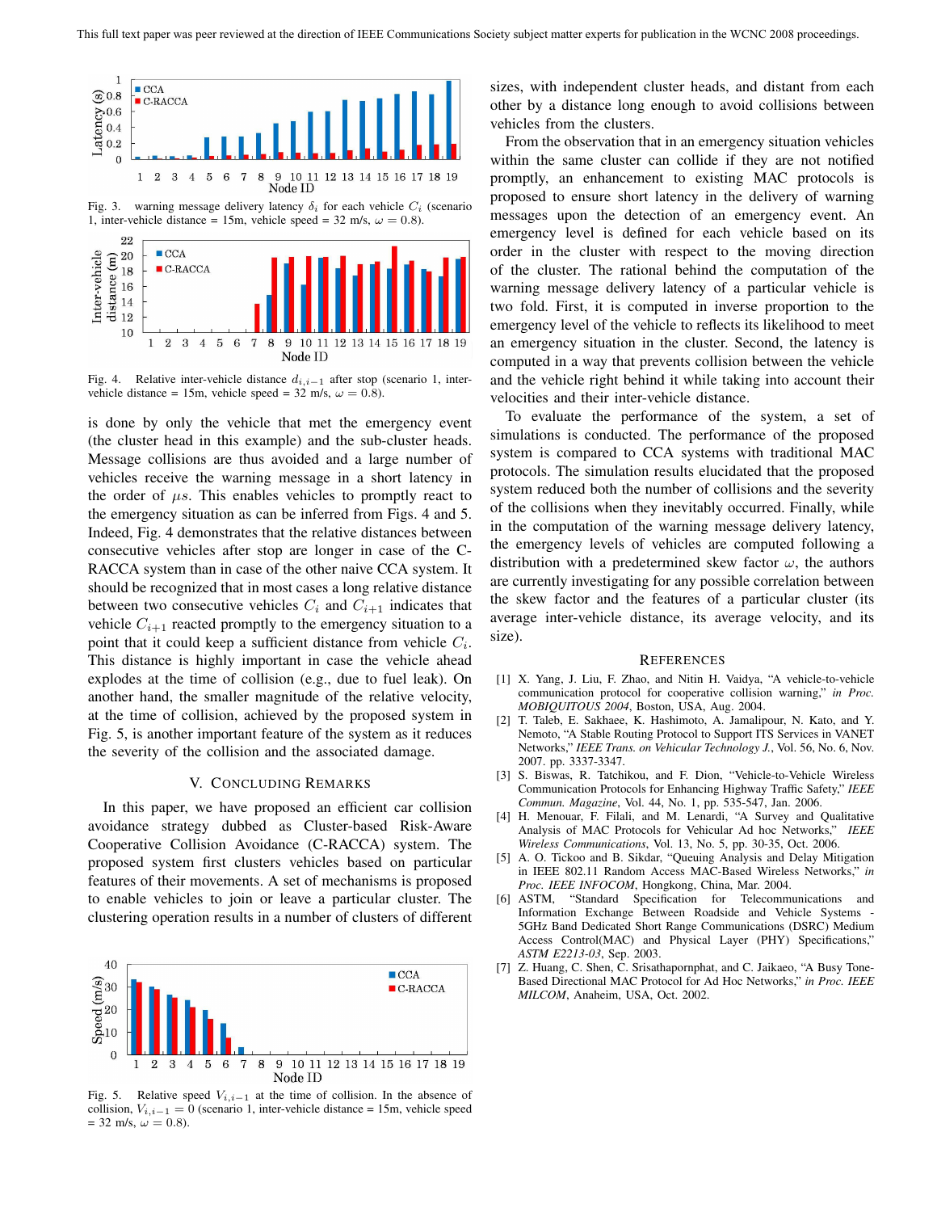1
0.8
0.6
0.4
0.2
0
Latency (s)
CCA
C-RACCA
1 2 3 4 5 6 7 8 9 10 11 12 13 14 15 16 17 18 19
Node ID

Fig. 3. warning message delivery latency $\delta_i$ for each vehicle $C_i$ (scenario 1, inter-vehicle distance = 15m, vehicle speed = 32 m/s, $\omega = 0.8$).

22
20
18
16
14
12
10
Inter-vehicle distance (m)
CCA
C-RACCA
1 2 3 4 5 6 7 8 9 10 11 12 13 14 15 16 17 18 19
Node ID

Fig. 4. Relative inter-vehicle distance $d_{i,i-1}$ after stop (scenario 1, inter-vehicle distance = 15m, vehicle speed = 32 m/s, $\omega = 0.8$).

is done by only the vehicle that met the emergency event (the cluster head in this example) and the sub-cluster heads. Message collisions are thus avoided and a large number of vehicles receive the warning message in a short latency in the order of $\mu s$. This enables vehicles to promptly react to the emergency situation as can be inferred from Figs. 4 and 5. Indeed, Fig. 4 demonstrates that the relative distances between consecutive vehicles after stop are longer in case of the C-RACCA system than in case of the other naive CCA system. It should be recognized that in most cases a long relative distance between two consecutive vehicles $C_i$ and $C_{i+1}$ indicates that vehicle $C_{i+1}$ reacted promptly to the emergency situation to a point that it could keep a sufficient distance from vehicle $C_i$. This distance is highly important in case the vehicle ahead explodes at the time of collision (e.g., due to fuel leak). On another hand, the smaller magnitude of the relative velocity, at the time of collision, achieved by the proposed system in Fig. 5, is another important feature of the system as it reduces the severity of the collision and the associated damage.

## V. Concluding Remarks

In this paper, we have proposed an efficient car collision avoidance strategy dubbed as Cluster-based Risk-Aware Cooperative Collision Avoidance (C-RACCA) system. The proposed system first clusters vehicles based on particular features of their movements. A set of mechanisms is proposed to enable vehicles to join or leave a particular cluster. The clustering operation results in a number of clusters of different sizes, with independent cluster heads, and distant from each other by a distance long enough to avoid collisions between vehicles from the clusters.

From the observation that in an emergency situation vehicles within the same cluster can collide if they are not notified promptly, an enhancement to existing MAC protocols is proposed to ensure short latency in the delivery of warning messages upon the detection of an emergency event. An emergency level is defined for each vehicle based on its order in the cluster with respect to the moving direction of the cluster. The rational behind the computation of the warning message delivery latency of a particular vehicle is two fold. First, it is computed in inverse proportion to the emergency level of the vehicle to reflects its likelihood to meet an emergency situation in the cluster. Second, the latency is computed in a way that prevents collision between the vehicle and the vehicle right behind it while taking into account their velocities and their inter-vehicle distance.

To evaluate the performance of the system, a set of simulations is conducted. The performance of the proposed system is compared to CCA systems with traditional MAC protocols. The simulation results elucidated that the proposed system reduced both the number of collisions and the severity of the collisions when they inevitably occurred. Finally, while in the computation of the warning message delivery latency, the emergency levels of vehicles are computed following a distribution with a predetermined skew factor $\omega$, the authors are currently investigating for any possible correlation between the skew factor and the features of a particular cluster (its average inter-vehicle distance, its average velocity, and its size).

40
30
20
10
0
Speed (m/s)
CCA
C-RACCA
1 2 3 4 5 6 7 8 9 10 11 12 13 14 15 16 17 18 19
Node ID

Fig. 5. Relative speed $V_{i,i-1}$ at the time of collision. In the absence of collision, $V_{i,i-1} = 0$ (scenario 1, inter-vehicle distance = 15m, vehicle speed = 32 m/s, $\omega = 0.8$).

## References

[1] X. Yang, J. Liu, F. Zhao, and Nitin H. Vaidya, "A vehicle-to-vehicle communication protocol for cooperative collision warning," *in Proc. MOBIQUITOUS 2004*, Boston, USA, Aug. 2004.

[2] T. Taleb, E. Sakhaee, K. Hashimoto, A. Jamalipour, N. Kato, and Y. Nemoto, "A Stable Routing Protocol to Support ITS Services in VANET Networks," *IEEE Trans. on Vehicular Technology J.*, Vol. 56, No. 6, Nov. 2007. pp. 3337-3347.

[3] S. Biswas, R. Tatchikou, and F. Dion, "Vehicle-to-Vehicle Wireless Communication Protocols for Enhancing Highway Traffic Safety," *IEEE Commun. Magazine*, Vol. 44, No. 1, pp. 535-547, Jan. 2006.

[4] H. Menouar, F. Filali, and M. Lenardi, "A Survey and Qualitative Analysis of MAC Protocols for Vehicular Ad hoc Networks," *IEEE Wireless Communications*, Vol. 13, No. 5, pp. 30-35, Oct. 2006.

[5] A. O. Tickoo and B. Sikdar, "Queuing Analysis and Delay Mitigation in IEEE 802.11 Random Access MAC-Based Wireless Networks," *in Proc. IEEE INFOCOM*, Hongkong, China, Mar. 2004.

[6] ASTM, "Standard Specification for Telecommunications and Information Exchange Between Roadside and Vehicle Systems - 5GHz Band Dedicated Short Range Communications (DSRC) Medium Access Control(MAC) and Physical Layer (PHY) Specifications," *ASTM E2213-03*, Sep. 2003.

[7] Z. Huang, C. Shen, C. Srisathapornphat, and C. Jaikaeo, "A Busy Tone-Based Directional MAC Protocol for Ad Hoc Networks," *in Proc. IEEE MILCOM*, Anaheim, USA, Oct. 2002.